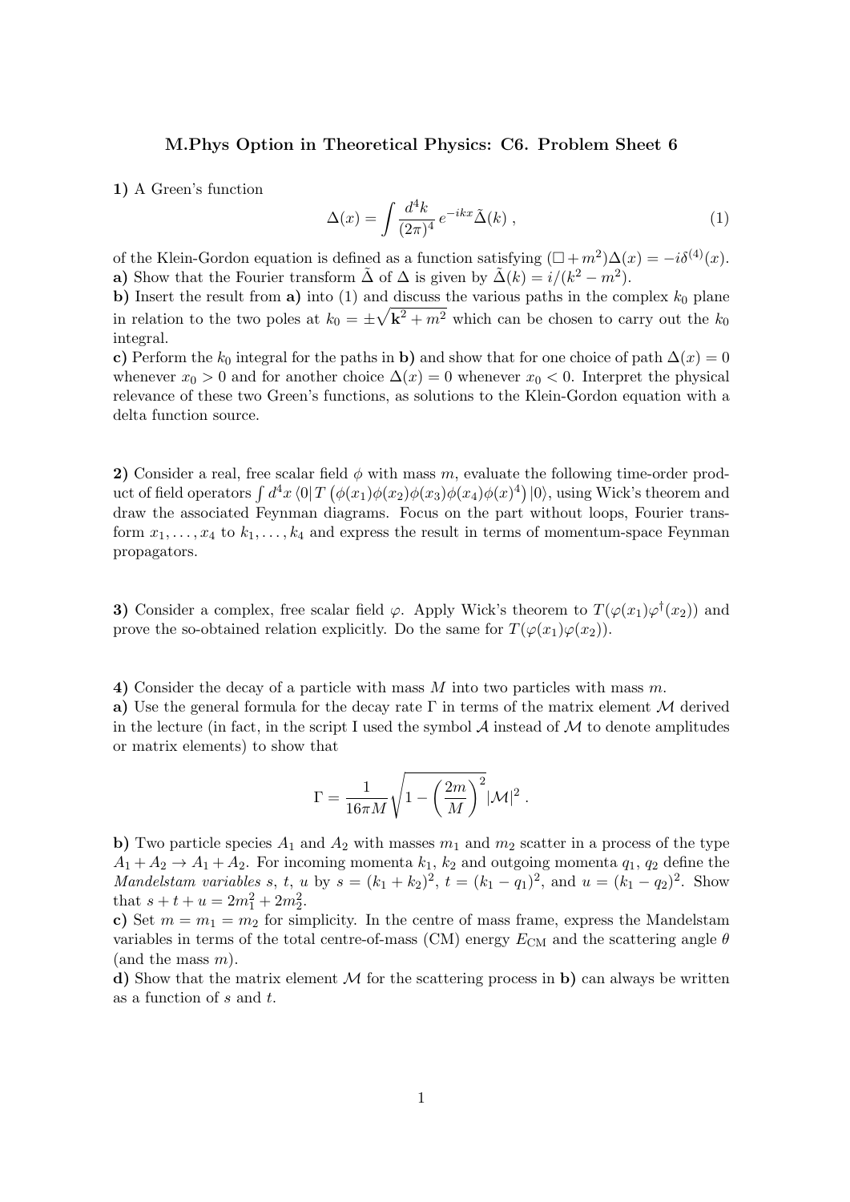# M.Phys Option in Theoretical Physics: C6. Problem Sheet 6

**1)** A Green's function

$$\Delta(x) = \int \frac{d^4k}{(2\pi)^4} \, e^{-ikx} \tilde{\Delta}(k) \, , \tag{1}$$

of the Klein-Gordon equation is defined as a function satisfying $(\Box + m^2)\Delta(x) = -i\delta^{(4)}(x)$.
**a)** Show that the Fourier transform $\tilde{\Delta}$ of $\Delta$ is given by $\tilde{\Delta}(k) = i/(k^2 - m^2)$.
**b)** Insert the result from **a)** into (1) and discuss the various paths in the complex $k_0$ plane in relation to the two poles at $k_0 = \pm\sqrt{\mathbf{k}^2 + m^2}$ which can be chosen to carry out the $k_0$ integral.
**c)** Perform the $k_0$ integral for the paths in **b)** and show that for one choice of path $\Delta(x) = 0$ whenever $x_0 > 0$ and for another choice $\Delta(x) = 0$ whenever $x_0 < 0$. Interpret the physical relevance of these two Green's functions, as solutions to the Klein-Gordon equation with a delta function source.

**2)** Consider a real, free scalar field $\phi$ with mass $m$, evaluate the following time-order product of field operators $\int d^4x \, \langle 0| \, T\left(\phi(x_1)\phi(x_2)\phi(x_3)\phi(x_4)\phi(x)^4\right) |0\rangle$, using Wick's theorem and draw the associated Feynman diagrams. Focus on the part without loops, Fourier transform $x_1, \ldots, x_4$ to $k_1, \ldots, k_4$ and express the result in terms of momentum-space Feynman propagators.

**3)** Consider a complex, free scalar field $\varphi$. Apply Wick's theorem to $T(\varphi(x_1)\varphi^\dagger(x_2))$ and prove the so-obtained relation explicitly. Do the same for $T(\varphi(x_1)\varphi(x_2))$.

**4)** Consider the decay of a particle with mass $M$ into two particles with mass $m$.
**a)** Use the general formula for the decay rate $\Gamma$ in terms of the matrix element $\mathcal{M}$ derived in the lecture (in fact, in the script I used the symbol $\mathcal{A}$ instead of $\mathcal{M}$ to denote amplitudes or matrix elements) to show that

$$\Gamma = \frac{1}{16\pi M}\sqrt{1 - \left(\frac{2m}{M}\right)^2} |\mathcal{M}|^2 \, .$$

**b)** Two particle species $A_1$ and $A_2$ with masses $m_1$ and $m_2$ scatter in a process of the type $A_1 + A_2 \to A_1 + A_2$. For incoming momenta $k_1$, $k_2$ and outgoing momenta $q_1$, $q_2$ define the *Mandelstam variables* $s$, $t$, $u$ by $s = (k_1 + k_2)^2$, $t = (k_1 - q_1)^2$, and $u = (k_1 - q_2)^2$. Show that $s + t + u = 2m_1^2 + 2m_2^2$.
**c)** Set $m = m_1 = m_2$ for simplicity. In the centre of mass frame, express the Mandelstam variables in terms of the total centre-of-mass (CM) energy $E_{\text{CM}}$ and the scattering angle $\theta$ (and the mass $m$).
**d)** Show that the matrix element $\mathcal{M}$ for the scattering process in **b)** can always be written as a function of $s$ and $t$.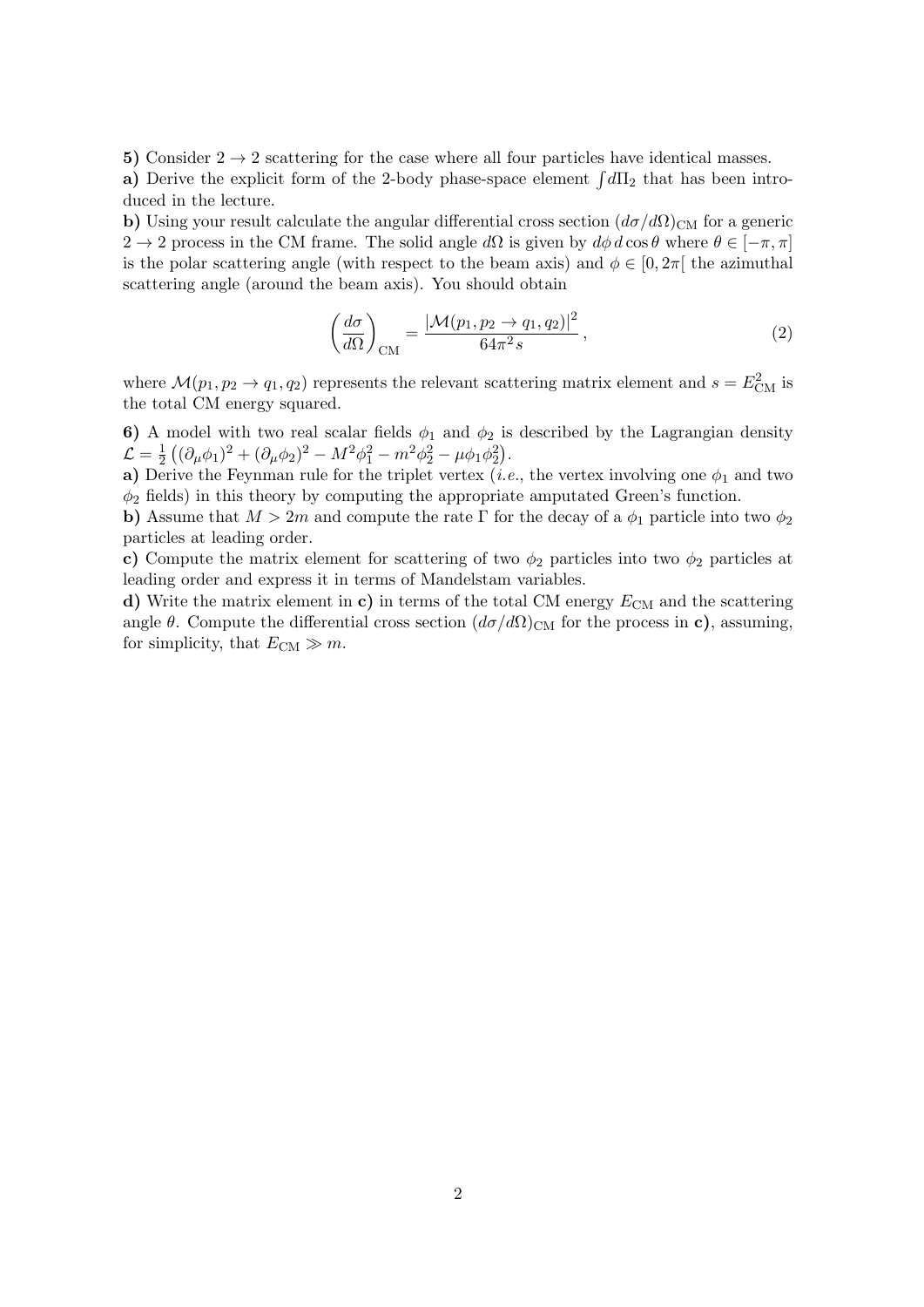**5)** Consider $2 \to 2$ scattering for the case where all four particles have identical masses.

**a)** Derive the explicit form of the 2-body phase-space element $\int d\Pi_2$ that has been introduced in the lecture.

**b)** Using your result calculate the angular differential cross section $(d\sigma/d\Omega)_{\text{CM}}$ for a generic $2 \to 2$ process in the CM frame. The solid angle $d\Omega$ is given by $d\phi \, d\cos\theta$ where $\theta \in [-\pi, \pi]$ is the polar scattering angle (with respect to the beam axis) and $\phi \in [0, 2\pi[$ the azimuthal scattering angle (around the beam axis). You should obtain

$$\left(\frac{d\sigma}{d\Omega}\right)_{\text{CM}} = \frac{|\mathcal{M}(p_1, p_2 \to q_1, q_2)|^2}{64\pi^2 s}, \tag{2}$$

where $\mathcal{M}(p_1, p_2 \to q_1, q_2)$ represents the relevant scattering matrix element and $s = E_{\text{CM}}^2$ is the total CM energy squared.

**6)** A model with two real scalar fields $\phi_1$ and $\phi_2$ is described by the Lagrangian density $\mathcal{L} = \frac{1}{2}\left((\partial_\mu \phi_1)^2 + (\partial_\mu \phi_2)^2 - M^2 \phi_1^2 - m^2 \phi_2^2 - \mu \phi_1 \phi_2^2\right)$.

**a)** Derive the Feynman rule for the triplet vertex (*i.e.*, the vertex involving one $\phi_1$ and two $\phi_2$ fields) in this theory by computing the appropriate amputated Green's function.

**b)** Assume that $M > 2m$ and compute the rate $\Gamma$ for the decay of a $\phi_1$ particle into two $\phi_2$ particles at leading order.

**c)** Compute the matrix element for scattering of two $\phi_2$ particles into two $\phi_2$ particles at leading order and express it in terms of Mandelstam variables.

**d)** Write the matrix element in **c)** in terms of the total CM energy $E_{\text{CM}}$ and the scattering angle $\theta$. Compute the differential cross section $(d\sigma/d\Omega)_{\text{CM}}$ for the process in **c)**, assuming, for simplicity, that $E_{\text{CM}} \gg m$.